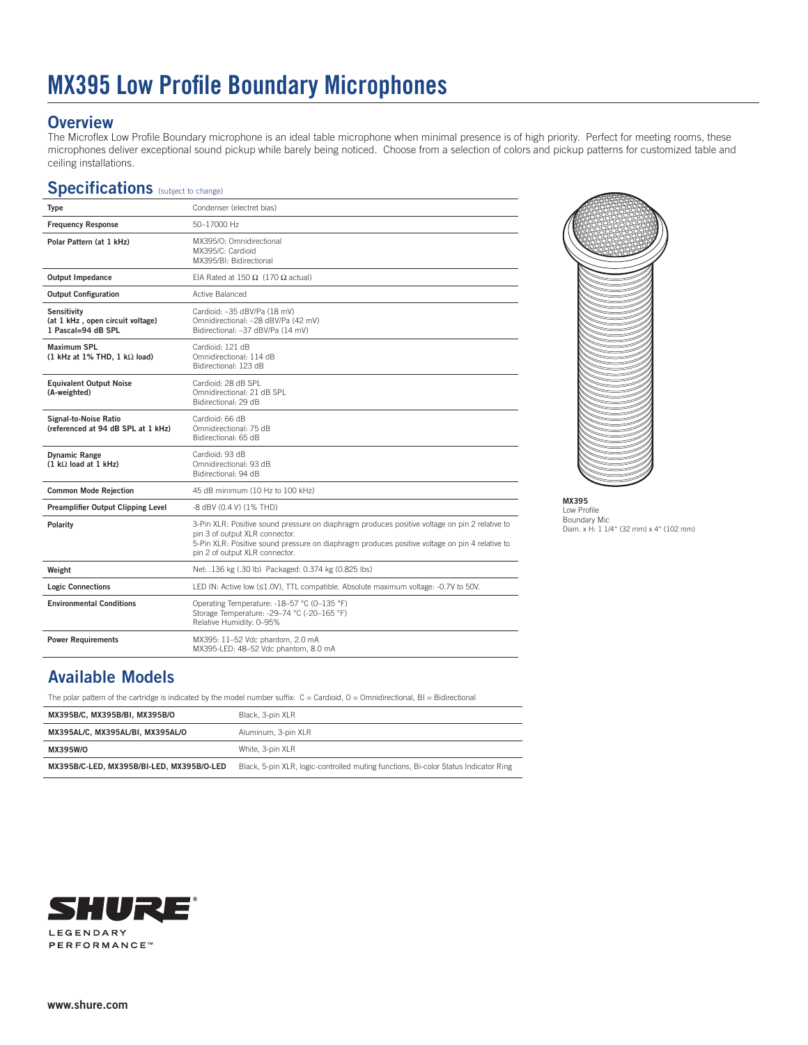# MX395 Low Profile Boundary Microphones

## Overview

The Microflex Low Profile Boundary microphone is an ideal table microphone when minimal presence is of high priority. Perfect for meeting rooms, these microphones deliver exceptional sound pickup while barely being noticed. Choose from a selection of colors and pickup patterns for customized table and ceiling installations.

## Specifications (subject to change)

| | |
|---|---|
| **Type** | Condenser (electret bias) |
| **Frequency Response** | 50–17000 Hz |
| **Polar Pattern (at 1 kHz)** | MX395/O: Omnidirectional<br>MX395/C: Cardioid<br>MX395/BI: Bidirectional |
| **Output Impedance** | EIA Rated at 150 Ω (170 Ω actual) |
| **Output Configuration** | Active Balanced |
| **Sensitivity (at 1 kHz , open circuit voltage) 1 Pascal=94 dB SPL** | Cardioid: –35 dBV/Pa (18 mV)<br>Omnidirectional: –28 dBV/Pa (42 mV)<br>Bidirectional: –37 dBV/Pa (14 mV) |
| **Maximum SPL (1 kHz at 1% THD, 1 kΩ load)** | Cardioid: 121 dB<br>Omnidirectional: 114 dB<br>Bidirectional: 123 dB |
| **Equivalent Output Noise (A-weighted)** | Cardioid: 28 dB SPL<br>Omnidirectional: 21 dB SPL<br>Bidirectional: 29 dB |
| **Signal-to-Noise Ratio (referenced at 94 dB SPL at 1 kHz)** | Cardioid: 66 dB<br>Omnidirectional: 75 dB<br>Bidirectional: 65 dB |
| **Dynamic Range (1 kΩ load at 1 kHz)** | Cardioid: 93 dB<br>Omnidirectional: 93 dB<br>Bidirectional: 94 dB |
| **Common Mode Rejection** | 45 dB minimum (10 Hz to 100 kHz) |
| **Preamplifier Output Clipping Level** | -8 dBV (0.4 V) (1% THD) |
| **Polarity** | 3-Pin XLR: Positive sound pressure on diaphragm produces positive voltage on pin 2 relative to pin 3 of output XLR connector.<br>5-Pin XLR: Positive sound pressure on diaphragm produces positive voltage on pin 4 relative to pin 2 of output XLR connector. |
| **Weight** | Net: .136 kg (.30 lb) Packaged: 0.374 kg (0.825 lbs) |
| **Logic Connections** | LED IN: Active low (≤1.0V), TTL compatible. Absolute maximum voltage: -0.7V to 50V. |
| **Environmental Conditions** | Operating Temperature: -18–57 °C (0–135 °F)<br>Storage Temperature: -29–74 °C (-20–165 °F)<br>Relative Humidity: 0–95% |
| **Power Requirements** | MX395: 11–52 Vdc phantom, 2.0 mA<br>MX395-LED: 48–52 Vdc phantom, 8.0 mA |

**MX395**
Low Profile
Boundary Mic
Diam. x H: 1 1/4" (32 mm) x 4" (102 mm)

## Available Models

The polar pattern of the cartridge is indicated by the model number suffix: C = Cardioid, O = Omnidirectional, BI = Bidirectional

| | |
|---|---|
| **MX395B/C, MX395B/BI, MX395B/O** | Black, 3-pin XLR |
| **MX395AL/C, MX395AL/BI, MX395AL/O** | Aluminum, 3-pin XLR |
| **MX395W/O** | White, 3-pin XLR |
| **MX395B/C-LED, MX395B/BI-LED, MX395B/O-LED** | Black, 5-pin XLR, logic-controlled muting functions, Bi-color Status Indicator Ring |

SHURE®
LEGENDARY PERFORMANCE™

www.shure.com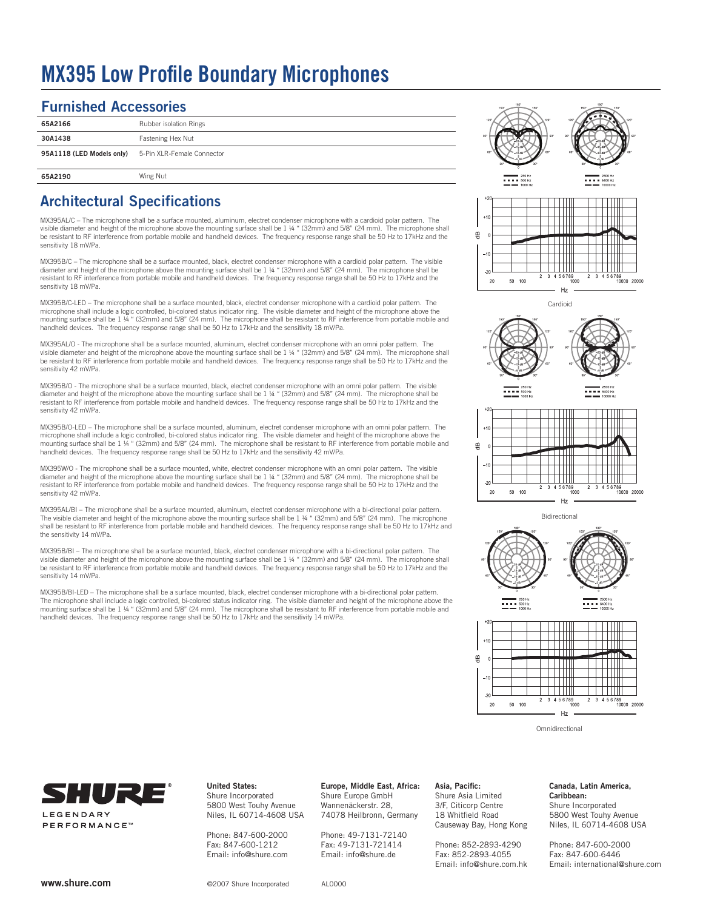# MX395 Low Profile Boundary Microphones

## Furnished Accessories

| | |
|---|---|
| **65A2166** | Rubber isolation Rings |
| **30A1438** | Fastening Hex Nut |
| **95A1118 (LED Models only)** | 5-Pin XLR-Female Connector |
| **65A2190** | Wing Nut |

## Architectural Specifications

MX395AL/C – The microphone shall be a surface mounted, aluminum, electret condenser microphone with a cardioid polar pattern. The visible diameter and height of the microphone above the mounting surface shall be 1 ¼ " (32mm) and 5/8" (24 mm). The microphone shall be resistant to RF interference from portable mobile and handheld devices. The frequency response range shall be 50 Hz to 17kHz and the sensitivity 18 mV/Pa.

MX395B/C – The microphone shall be a surface mounted, black, electret condenser microphone with a cardioid polar pattern. The visible diameter and height of the microphone above the mounting surface shall be 1 ¼ " (32mm) and 5/8" (24 mm). The microphone shall be resistant to RF interference from portable mobile and handheld devices. The frequency response range shall be 50 Hz to 17kHz and the sensitivity 18 mV/Pa.

MX395B/C-LED – The microphone shall be a surface mounted, black, electret condenser microphone with a cardioid polar pattern. The microphone shall include a logic controlled, bi-colored status indicator ring. The visible diameter and height of the microphone above the mounting surface shall be 1 ¼ " (32mm) and 5/8" (24 mm). The microphone shall be resistant to RF interference from portable mobile and handheld devices. The frequency response range shall be 50 Hz to 17kHz and the sensitivity 18 mV/Pa.

MX395AL/O - The microphone shall be a surface mounted, aluminum, electret condenser microphone with an omni polar pattern. The visible diameter and height of the microphone above the mounting surface shall be 1 ¼ " (32mm) and 5/8" (24 mm). The microphone shall be resistant to RF interference from portable mobile and handheld devices. The frequency response range shall be 50 Hz to 17kHz and the sensitivity 42 mV/Pa.

MX395B/O - The microphone shall be a surface mounted, black, electret condenser microphone with an omni polar pattern. The visible diameter and height of the microphone above the mounting surface shall be 1 ¼ " (32mm) and 5/8" (24 mm). The microphone shall be resistant to RF interference from portable mobile and handheld devices. The frequency response range shall be 50 Hz to 17kHz and the sensitivity 42 mV/Pa.

MX395B/O-LED – The microphone shall be a surface mounted, aluminum, electret condenser microphone with an omni polar pattern. The microphone shall include a logic controlled, bi-colored status indicator ring. The visible diameter and height of the microphone above the mounting surface shall be 1 ¼ " (32mm) and 5/8" (24 mm). The microphone shall be resistant to RF interference from portable mobile and handheld devices. The frequency response range shall be 50 Hz to 17kHz and the sensitivity 42 mV/Pa.

MX395W/O - The microphone shall be a surface mounted, white, electret condenser microphone with an omni polar pattern. The visible diameter and height of the microphone above the mounting surface shall be 1 ¼ " (32mm) and 5/8" (24 mm). The microphone shall be resistant to RF interference from portable mobile and handheld devices. The frequency response range shall be 50 Hz to 17kHz and the sensitivity 42 mV/Pa.

MX395AL/BI – The microphone shall be a surface mounted, aluminum, electret condenser microphone with a bi-directional polar pattern. The visible diameter and height of the microphone above the mounting surface shall be 1 ¼ " (32mm) and 5/8" (24 mm). The microphone shall be resistant to RF interference from portable mobile and handheld devices. The frequency response range shall be 50 Hz to 17kHz and the sensitivity 14 mV/Pa.

MX395B/BI – The microphone shall be a surface mounted, black, electret condenser microphone with a bi-directional polar pattern. The visible diameter and height of the microphone above the mounting surface shall be 1 ¼ " (32mm) and 5/8" (24 mm). The microphone shall be resistant to RF interference from portable mobile and handheld devices. The frequency response range shall be 50 Hz to 17kHz and the sensitivity 14 mV/Pa.

MX395B/BI-LED – The microphone shall be a surface mounted, black, electret condenser microphone with a bi-directional polar pattern. The microphone shall include a logic controlled, bi-colored status indicator ring. The visible diameter and height of the microphone above the mounting surface shall be 1 ¼ " (32mm) and 5/8" (24 mm). The microphone shall be resistant to RF interference from portable mobile and handheld devices. The frequency response range shall be 50 Hz to 17kHz and the sensitivity 14 mV/Pa.

250 Hz
500 Hz
1000 Hz

2500 Hz
6400 Hz
10000 Hz

dB
+20
+10
0
–10
-20
20 50 100 2 3 4 56789 1000 2 3 4 56789 10000 20000
Hz

Cardioid

250 Hz
500 Hz
1000 Hz

2500 Hz
6400 Hz
10000 Hz

dB
+20
+10
0
–10
-20
20 50 100 2 3 4 56789 1000 2 3 4 56789 10000 20000
Hz

Bidirectional

250 Hz
500 Hz
1000 Hz

2500 Hz
6400 Hz
10000 Hz

dB
+20
+10
0
–10
-20
20 50 100 2 3 4 56789 1000 2 3 4 56789 10000 20000
Hz

Omnidirectional

SHURE®
LEGENDARY PERFORMANCE™

**United States:**
Shure Incorporated
5800 West Touhy Avenue
Niles, IL 60714-4608 USA

Phone: 847-600-2000
Fax: 847-600-1212
Email: info@shure.com

**Europe, Middle East, Africa:**
Shure Europe GmbH
Wannenäckerstr. 28,
74078 Heilbronn, Germany

Phone: 49-7131-72140
Fax: 49-7131-721414
Email: info@shure.de

**Asia, Pacific:**
Shure Asia Limited
3/F, Citicorp Centre
18 Whitfield Road
Causeway Bay, Hong Kong

Phone: 852-2893-4290
Fax: 852-2893-4055
Email: info@shure.com.hk

**Canada, Latin America, Caribbean:**
Shure Incorporated
5800 West Touhy Avenue
Niles, IL 60714-4608 USA

Phone: 847-600-2000
Fax: 847-600-6446
Email: international@shure.com

**www.shure.com**

©2007 Shure Incorporated

AL0000